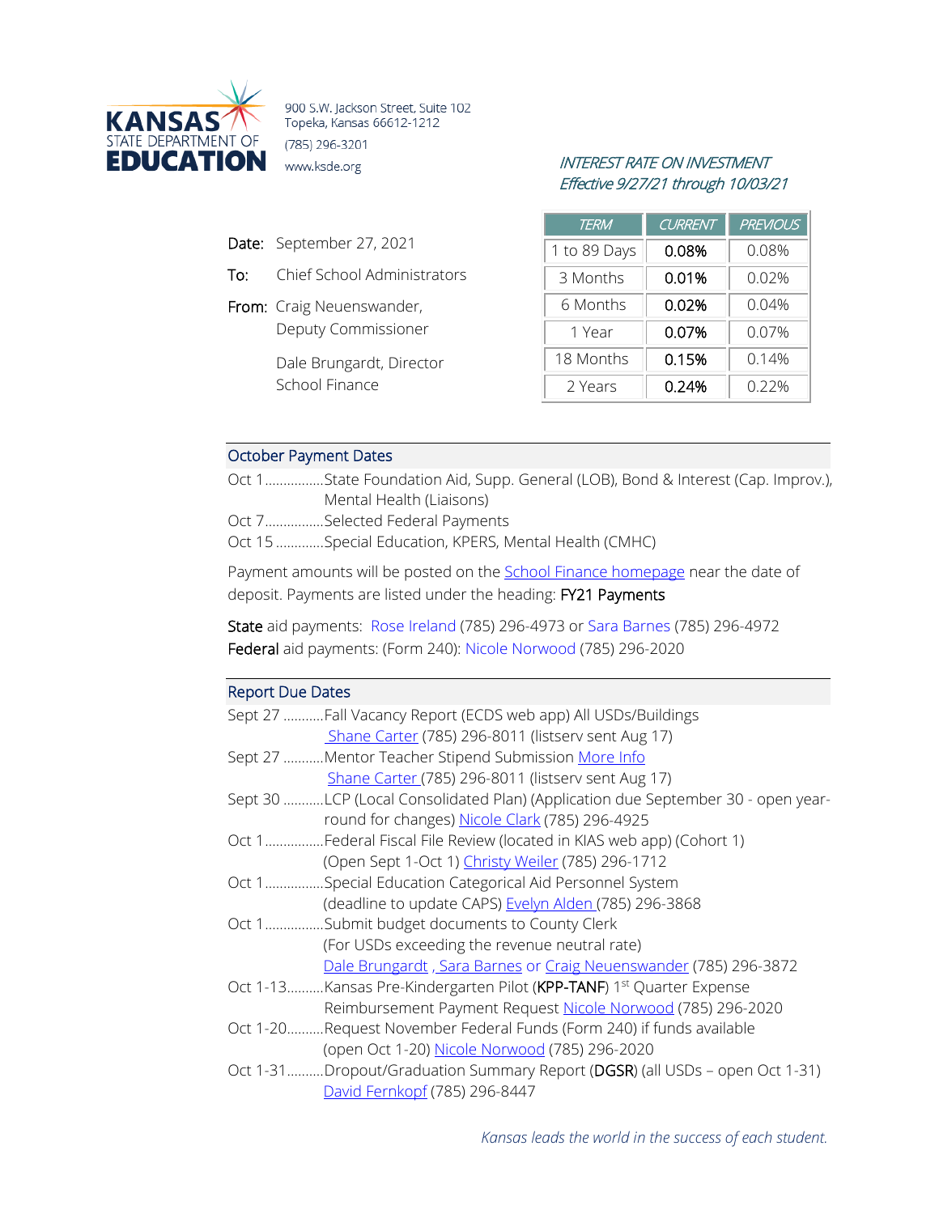KANSAS STATE DEPARTMENT OF EDUCATION

900 S.W. Jackson Street, Suite 102
Topeka, Kansas 66612-1212
(785) 296-3201
www.ksde.org

*INTEREST RATE ON INVESTMENT*
*Effective 9/27/21 through 10/03/21*

| TERM | CURRENT | PREVIOUS |
|---|---|---|
| 1 to 89 Days | 0.08% | 0.08% |
| 3 Months | 0.01% | 0.02% |
| 6 Months | 0.02% | 0.04% |
| 1 Year | 0.07% | 0.07% |
| 18 Months | 0.15% | 0.14% |
| 2 Years | 0.24% | 0.22% |

**Date:** September 27, 2021

**To:** Chief School Administrators

**From:** Craig Neuenswander, Deputy Commissioner

Dale Brungardt, Director School Finance

## October Payment Dates

Oct 1................State Foundation Aid, Supp. General (LOB), Bond & Interest (Cap. Improv.), Mental Health (Liaisons)
Oct 7................Selected Federal Payments
Oct 15 .............Special Education, KPERS, Mental Health (CMHC)

Payment amounts will be posted on the School Finance homepage near the date of deposit. Payments are listed under the heading: FY21 Payments

State aid payments: Rose Ireland (785) 296-4973 or Sara Barnes (785) 296-4972
Federal aid payments: (Form 240): Nicole Norwood (785) 296-2020

## Report Due Dates

Sept 27 ...........Fall Vacancy Report (ECDS web app) All USDs/Buildings
Shane Carter (785) 296-8011 (listserv sent Aug 17)
Sept 27 ...........Mentor Teacher Stipend Submission More Info
Shane Carter (785) 296-8011 (listserv sent Aug 17)
Sept 30 ...........LCP (Local Consolidated Plan) (Application due September 30 - open year-round for changes) Nicole Clark (785) 296-4925
Oct 1................Federal Fiscal File Review (located in KIAS web app) (Cohort 1)
(Open Sept 1-Oct 1) Christy Weiler (785) 296-1712
Oct 1................Special Education Categorical Aid Personnel System
(deadline to update CAPS) Evelyn Alden (785) 296-3868
Oct 1................Submit budget documents to County Clerk
(For USDs exceeding the revenue neutral rate)
Dale Brungardt , Sara Barnes or Craig Neuenswander (785) 296-3872
Oct 1-13..........Kansas Pre-Kindergarten Pilot (KPP-TANF) 1st Quarter Expense Reimbursement Payment Request Nicole Norwood (785) 296-2020
Oct 1-20..........Request November Federal Funds (Form 240) if funds available
(open Oct 1-20) Nicole Norwood (785) 296-2020
Oct 1-31..........Dropout/Graduation Summary Report (DGSR) (all USDs – open Oct 1-31)
David Fernkopf (785) 296-8447

*Kansas leads the world in the success of each student.*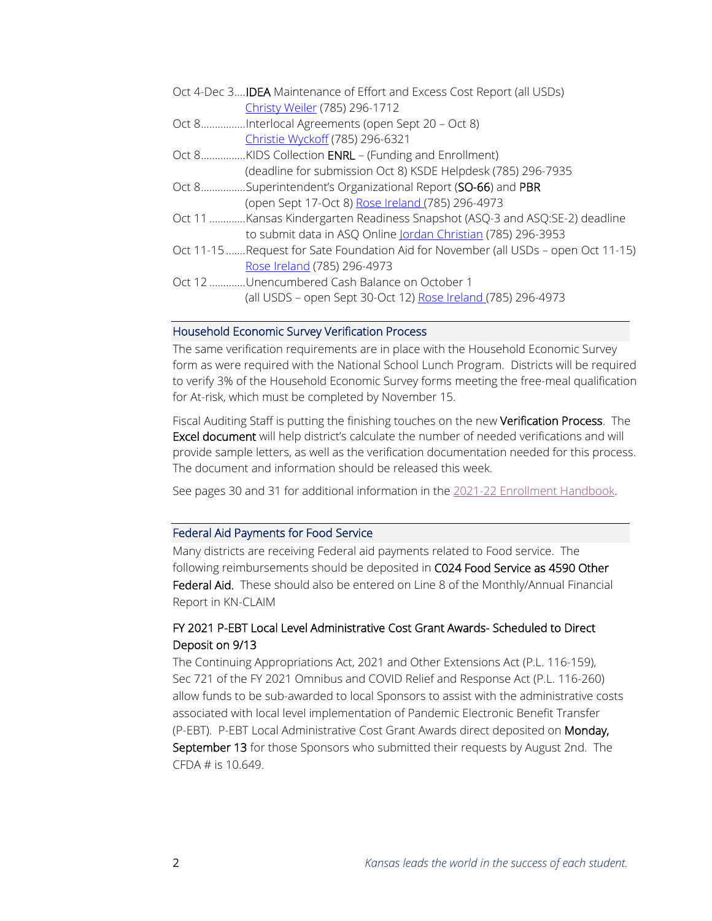Oct 4-Dec 3....**IDEA** Maintenance of Effort and Excess Cost Report (all USDs)
[Christy Weiler](#) (785) 296-1712

Oct 8................Interlocal Agreements (open Sept 20 – Oct 8)
[Christie Wyckoff](#) (785) 296-6321

Oct 8................KIDS Collection **ENRL** – (Funding and Enrollment)
(deadline for submission Oct 8) KSDE Helpdesk (785) 296-7935

Oct 8................Superintendent's Organizational Report (**SO-66**) and **PBR**
(open Sept 17-Oct 8) [Rose Ireland](#) (785) 296-4973

Oct 11 .............Kansas Kindergarten Readiness Snapshot (ASQ-3 and ASQ:SE-2) deadline to submit data in ASQ Online [Jordan Christian](#) (785) 296-3953

Oct 11-15.......Request for Sate Foundation Aid for November (all USDs – open Oct 11-15)
[Rose Ireland](#) (785) 296-4973

Oct 12 .............Unencumbered Cash Balance on October 1
(all USDS – open Sept 30-Oct 12) [Rose Ireland](#) (785) 296-4973

## Household Economic Survey Verification Process

The same verification requirements are in place with the Household Economic Survey form as were required with the National School Lunch Program. Districts will be required to verify 3% of the Household Economic Survey forms meeting the free-meal qualification for At-risk, which must be completed by November 15.

Fiscal Auditing Staff is putting the finishing touches on the new **Verification Process**. The **Excel document** will help district's calculate the number of needed verifications and will provide sample letters, as well as the verification documentation needed for this process. The document and information should be released this week.

See pages 30 and 31 for additional information in the [2021-22 Enrollment Handbook](#).

## Federal Aid Payments for Food Service

Many districts are receiving Federal aid payments related to Food service. The following reimbursements should be deposited in **C024 Food Service as 4590 Other Federal Aid.** These should also be entered on Line 8 of the Monthly/Annual Financial Report in KN-CLAIM

### FY 2021 P-EBT Local Level Administrative Cost Grant Awards- Scheduled to Direct Deposit on 9/13

The Continuing Appropriations Act, 2021 and Other Extensions Act (P.L. 116-159), Sec 721 of the FY 2021 Omnibus and COVID Relief and Response Act (P.L. 116-260) allow funds to be sub-awarded to local Sponsors to assist with the administrative costs associated with local level implementation of Pandemic Electronic Benefit Transfer (P-EBT). P-EBT Local Administrative Cost Grant Awards direct deposited on **Monday, September 13** for those Sponsors who submitted their requests by August 2nd. The CFDA # is 10.649.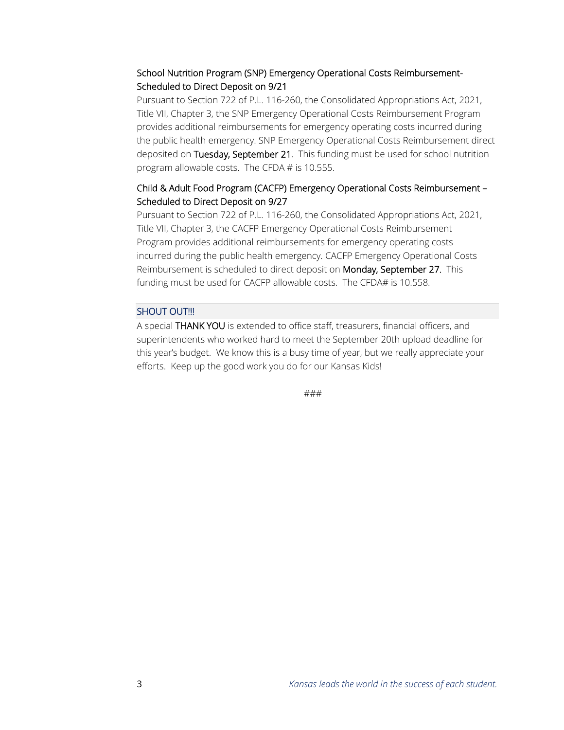## School Nutrition Program (SNP) Emergency Operational Costs Reimbursement- Scheduled to Direct Deposit on 9/21

Pursuant to Section 722 of P.L. 116-260, the Consolidated Appropriations Act, 2021, Title VII, Chapter 3, the SNP Emergency Operational Costs Reimbursement Program provides additional reimbursements for emergency operating costs incurred during the public health emergency. SNP Emergency Operational Costs Reimbursement direct deposited on **Tuesday, September 21**. This funding must be used for school nutrition program allowable costs. The CFDA # is 10.555.

## Child & Adult Food Program (CACFP) Emergency Operational Costs Reimbursement – Scheduled to Direct Deposit on 9/27

Pursuant to Section 722 of P.L. 116-260, the Consolidated Appropriations Act, 2021, Title VII, Chapter 3, the CACFP Emergency Operational Costs Reimbursement Program provides additional reimbursements for emergency operating costs incurred during the public health emergency. CACFP Emergency Operational Costs Reimbursement is scheduled to direct deposit on **Monday, September 27.** This funding must be used for CACFP allowable costs. The CFDA# is 10.558.

## SHOUT OUT!!!

A special **THANK YOU** is extended to office staff, treasurers, financial officers, and superintendents who worked hard to meet the September 20th upload deadline for this year's budget. We know this is a busy time of year, but we really appreciate your efforts. Keep up the good work you do for our Kansas Kids!

###